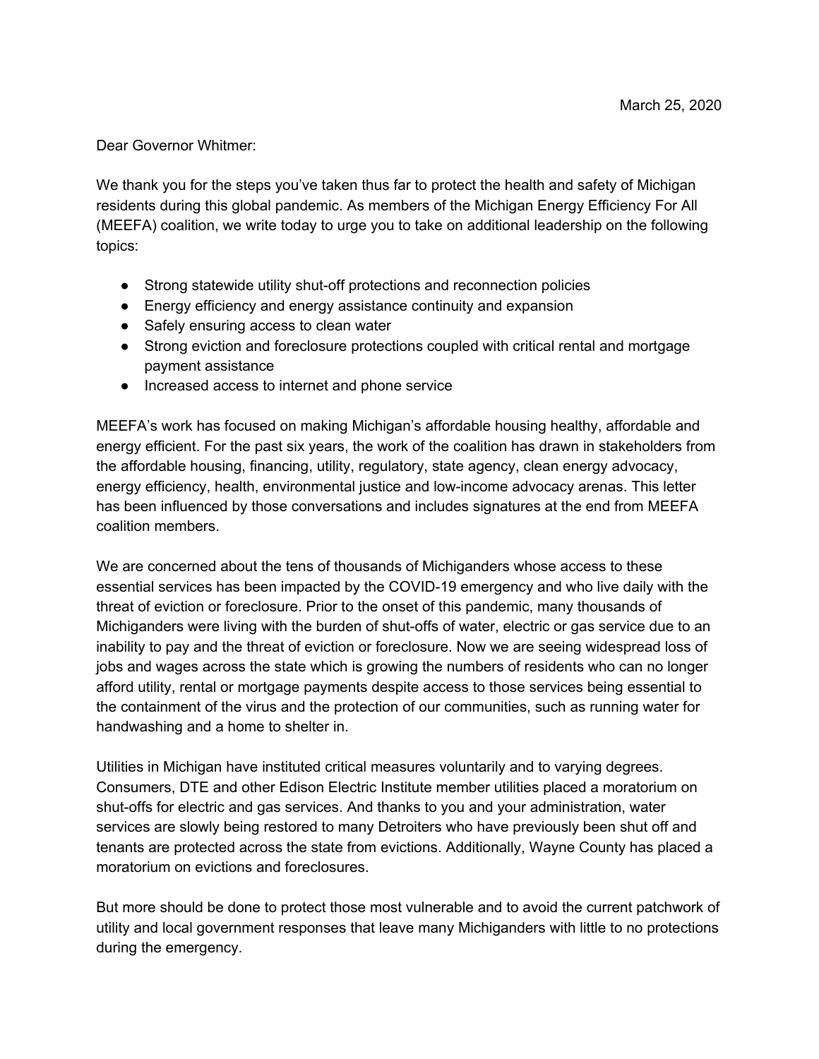March 25, 2020

Dear Governor Whitmer:

We thank you for the steps you've taken thus far to protect the health and safety of Michigan residents during this global pandemic. As members of the Michigan Energy Efficiency For All (MEEFA) coalition, we write today to urge you to take on additional leadership on the following topics:

- Strong statewide utility shut-off protections and reconnection policies
- Energy efficiency and energy assistance continuity and expansion
- Safely ensuring access to clean water
- Strong eviction and foreclosure protections coupled with critical rental and mortgage payment assistance
- Increased access to internet and phone service

MEEFA's work has focused on making Michigan's affordable housing healthy, affordable and energy efficient. For the past six years, the work of the coalition has drawn in stakeholders from the affordable housing, financing, utility, regulatory, state agency, clean energy advocacy, energy efficiency, health, environmental justice and low-income advocacy arenas. This letter has been influenced by those conversations and includes signatures at the end from MEEFA coalition members.

We are concerned about the tens of thousands of Michiganders whose access to these essential services has been impacted by the COVID-19 emergency and who live daily with the threat of eviction or foreclosure. Prior to the onset of this pandemic, many thousands of Michiganders were living with the burden of shut-offs of water, electric or gas service due to an inability to pay and the threat of eviction or foreclosure. Now we are seeing widespread loss of jobs and wages across the state which is growing the numbers of residents who can no longer afford utility, rental or mortgage payments despite access to those services being essential to the containment of the virus and the protection of our communities, such as running water for handwashing and a home to shelter in.

Utilities in Michigan have instituted critical measures voluntarily and to varying degrees. Consumers, DTE and other Edison Electric Institute member utilities placed a moratorium on shut-offs for electric and gas services. And thanks to you and your administration, water services are slowly being restored to many Detroiters who have previously been shut off and tenants are protected across the state from evictions. Additionally, Wayne County has placed a moratorium on evictions and foreclosures.

But more should be done to protect those most vulnerable and to avoid the current patchwork of utility and local government responses that leave many Michiganders with little to no protections during the emergency.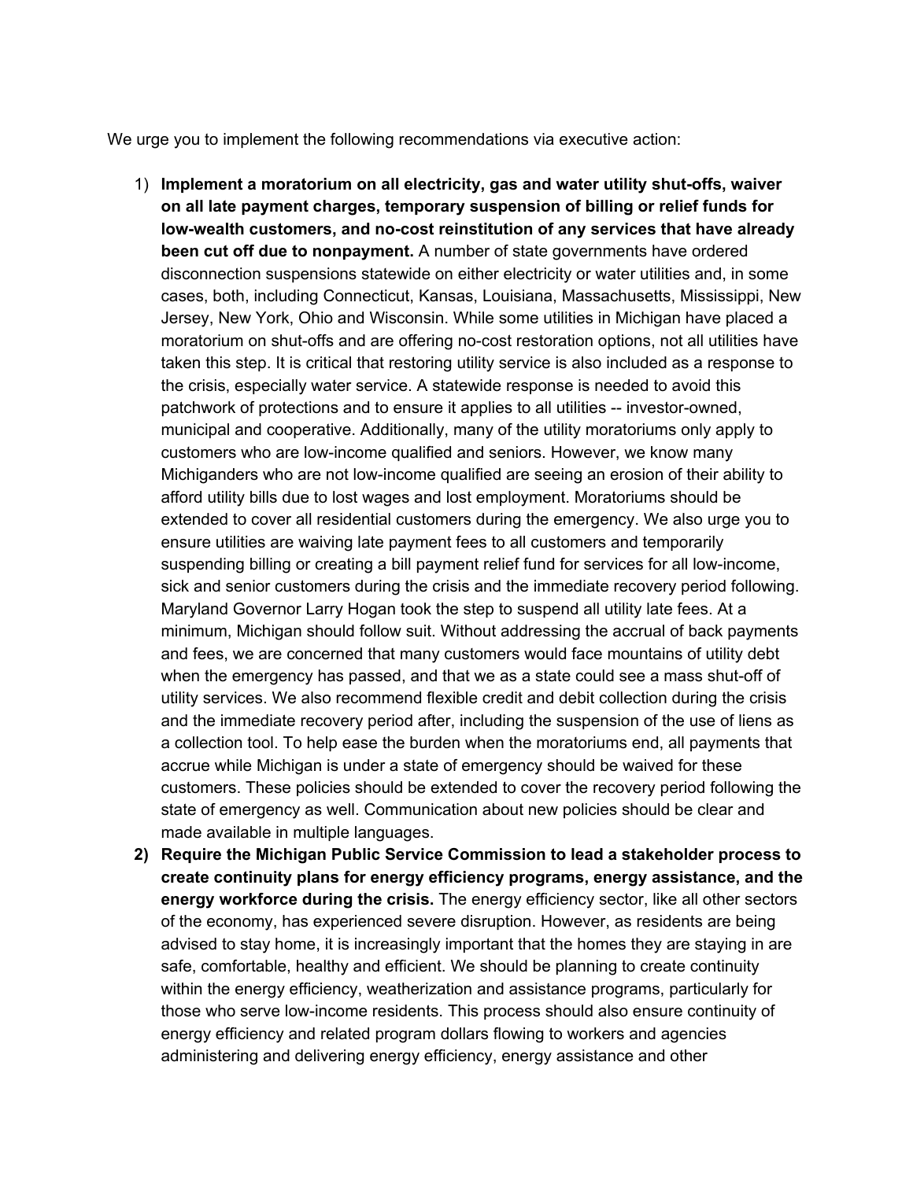We urge you to implement the following recommendations via executive action:

1) **Implement a moratorium on all electricity, gas and water utility shut-offs, waiver on all late payment charges, temporary suspension of billing or relief funds for low-wealth customers, and no-cost reinstitution of any services that have already been cut off due to nonpayment.** A number of state governments have ordered disconnection suspensions statewide on either electricity or water utilities and, in some cases, both, including Connecticut, Kansas, Louisiana, Massachusetts, Mississippi, New Jersey, New York, Ohio and Wisconsin. While some utilities in Michigan have placed a moratorium on shut-offs and are offering no-cost restoration options, not all utilities have taken this step. It is critical that restoring utility service is also included as a response to the crisis, especially water service. A statewide response is needed to avoid this patchwork of protections and to ensure it applies to all utilities -- investor-owned, municipal and cooperative. Additionally, many of the utility moratoriums only apply to customers who are low-income qualified and seniors. However, we know many Michiganders who are not low-income qualified are seeing an erosion of their ability to afford utility bills due to lost wages and lost employment. Moratoriums should be extended to cover all residential customers during the emergency. We also urge you to ensure utilities are waiving late payment fees to all customers and temporarily suspending billing or creating a bill payment relief fund for services for all low-income, sick and senior customers during the crisis and the immediate recovery period following. Maryland Governor Larry Hogan took the step to suspend all utility late fees. At a minimum, Michigan should follow suit. Without addressing the accrual of back payments and fees, we are concerned that many customers would face mountains of utility debt when the emergency has passed, and that we as a state could see a mass shut-off of utility services. We also recommend flexible credit and debit collection during the crisis and the immediate recovery period after, including the suspension of the use of liens as a collection tool. To help ease the burden when the moratoriums end, all payments that accrue while Michigan is under a state of emergency should be waived for these customers. These policies should be extended to cover the recovery period following the state of emergency as well. Communication about new policies should be clear and made available in multiple languages.
2) **Require the Michigan Public Service Commission to lead a stakeholder process to create continuity plans for energy efficiency programs, energy assistance, and the energy workforce during the crisis.** The energy efficiency sector, like all other sectors of the economy, has experienced severe disruption. However, as residents are being advised to stay home, it is increasingly important that the homes they are staying in are safe, comfortable, healthy and efficient. We should be planning to create continuity within the energy efficiency, weatherization and assistance programs, particularly for those who serve low-income residents. This process should also ensure continuity of energy efficiency and related program dollars flowing to workers and agencies administering and delivering energy efficiency, energy assistance and other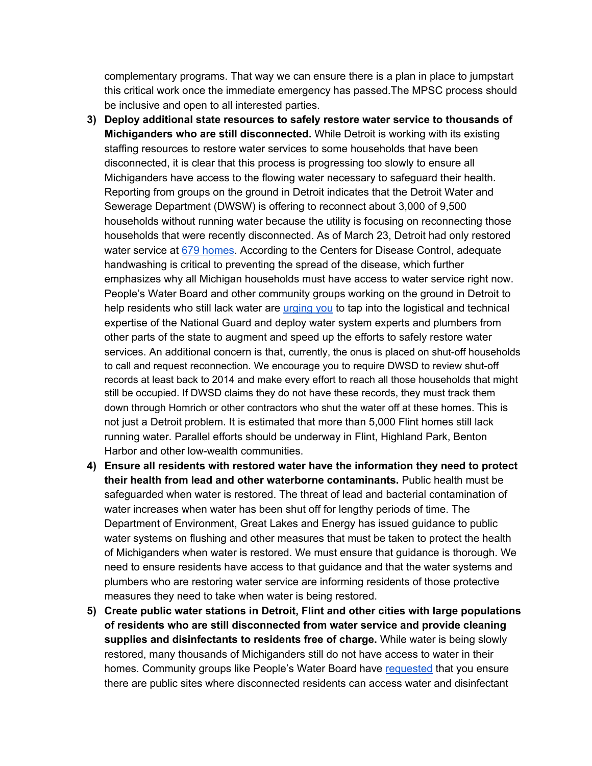complementary programs. That way we can ensure there is a plan in place to jumpstart this critical work once the immediate emergency has passed.The MPSC process should be inclusive and open to all interested parties.

3) **Deploy additional state resources to safely restore water service to thousands of Michiganders who are still disconnected.** While Detroit is working with its existing staffing resources to restore water services to some households that have been disconnected, it is clear that this process is progressing too slowly to ensure all Michiganders have access to the flowing water necessary to safeguard their health. Reporting from groups on the ground in Detroit indicates that the Detroit Water and Sewerage Department (DWSW) is offering to reconnect about 3,000 of 9,500 households without running water because the utility is focusing on reconnecting those households that were recently disconnected. As of March 23, Detroit had only restored water service at [679 homes](). According to the Centers for Disease Control, adequate handwashing is critical to preventing the spread of the disease, which further emphasizes why all Michigan households must have access to water service right now. People's Water Board and other community groups working on the ground in Detroit to help residents who still lack water are [urging you]() to tap into the logistical and technical expertise of the National Guard and deploy water system experts and plumbers from other parts of the state to augment and speed up the efforts to safely restore water services. An additional concern is that, currently, the onus is placed on shut-off households to call and request reconnection. We encourage you to require DWSD to review shut-off records at least back to 2014 and make every effort to reach all those households that might still be occupied. If DWSD claims they do not have these records, they must track them down through Homrich or other contractors who shut the water off at these homes. This is not just a Detroit problem. It is estimated that more than 5,000 Flint homes still lack running water. Parallel efforts should be underway in Flint, Highland Park, Benton Harbor and other low-wealth communities.
4) **Ensure all residents with restored water have the information they need to protect their health from lead and other waterborne contaminants.** Public health must be safeguarded when water is restored. The threat of lead and bacterial contamination of water increases when water has been shut off for lengthy periods of time. The Department of Environment, Great Lakes and Energy has issued guidance to public water systems on flushing and other measures that must be taken to protect the health of Michiganders when water is restored. We must ensure that guidance is thorough. We need to ensure residents have access to that guidance and that the water systems and plumbers who are restoring water service are informing residents of those protective measures they need to take when water is being restored.
5) **Create public water stations in Detroit, Flint and other cities with large populations of residents who are still disconnected from water service and provide cleaning supplies and disinfectants to residents free of charge.** While water is being slowly restored, many thousands of Michiganders still do not have access to water in their homes. Community groups like People's Water Board have [requested]() that you ensure there are public sites where disconnected residents can access water and disinfectant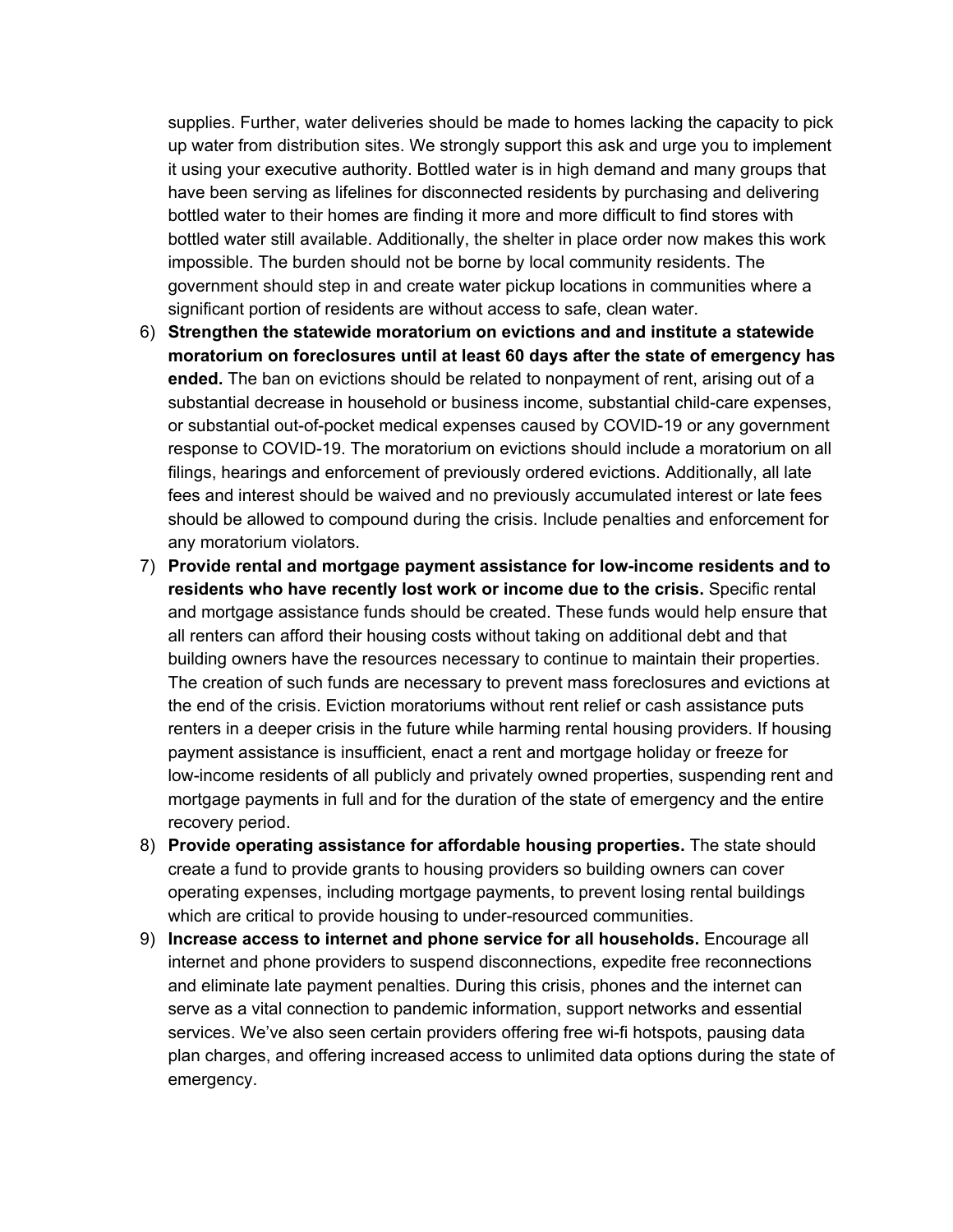supplies. Further, water deliveries should be made to homes lacking the capacity to pick up water from distribution sites. We strongly support this ask and urge you to implement it using your executive authority. Bottled water is in high demand and many groups that have been serving as lifelines for disconnected residents by purchasing and delivering bottled water to their homes are finding it more and more difficult to find stores with bottled water still available. Additionally, the shelter in place order now makes this work impossible. The burden should not be borne by local community residents. The government should step in and create water pickup locations in communities where a significant portion of residents are without access to safe, clean water.

6) **Strengthen the statewide moratorium on evictions and and institute a statewide moratorium on foreclosures until at least 60 days after the state of emergency has ended.** The ban on evictions should be related to nonpayment of rent, arising out of a substantial decrease in household or business income, substantial child-care expenses, or substantial out-of-pocket medical expenses caused by COVID-19 or any government response to COVID-19. The moratorium on evictions should include a moratorium on all filings, hearings and enforcement of previously ordered evictions. Additionally, all late fees and interest should be waived and no previously accumulated interest or late fees should be allowed to compound during the crisis. Include penalties and enforcement for any moratorium violators.
7) **Provide rental and mortgage payment assistance for low-income residents and to residents who have recently lost work or income due to the crisis.** Specific rental and mortgage assistance funds should be created. These funds would help ensure that all renters can afford their housing costs without taking on additional debt and that building owners have the resources necessary to continue to maintain their properties. The creation of such funds are necessary to prevent mass foreclosures and evictions at the end of the crisis. Eviction moratoriums without rent relief or cash assistance puts renters in a deeper crisis in the future while harming rental housing providers. If housing payment assistance is insufficient, enact a rent and mortgage holiday or freeze for low-income residents of all publicly and privately owned properties, suspending rent and mortgage payments in full and for the duration of the state of emergency and the entire recovery period.
8) **Provide operating assistance for affordable housing properties.** The state should create a fund to provide grants to housing providers so building owners can cover operating expenses, including mortgage payments, to prevent losing rental buildings which are critical to provide housing to under-resourced communities.
9) **Increase access to internet and phone service for all households.** Encourage all internet and phone providers to suspend disconnections, expedite free reconnections and eliminate late payment penalties. During this crisis, phones and the internet can serve as a vital connection to pandemic information, support networks and essential services. We've also seen certain providers offering free wi-fi hotspots, pausing data plan charges, and offering increased access to unlimited data options during the state of emergency.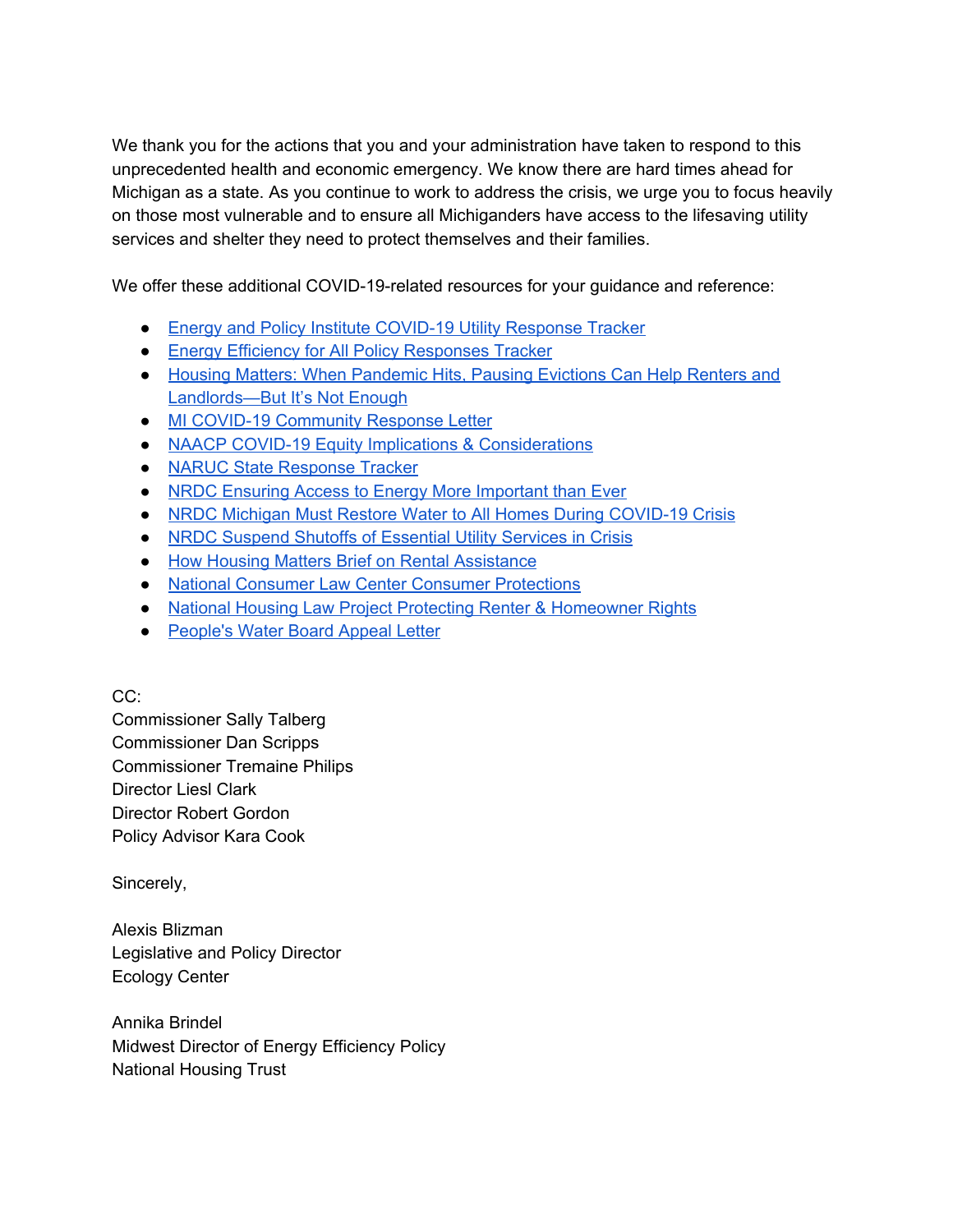We thank you for the actions that you and your administration have taken to respond to this unprecedented health and economic emergency. We know there are hard times ahead for Michigan as a state. As you continue to work to address the crisis, we urge you to focus heavily on those most vulnerable and to ensure all Michiganders have access to the lifesaving utility services and shelter they need to protect themselves and their families.

We offer these additional COVID-19-related resources for your guidance and reference:

- Energy and Policy Institute COVID-19 Utility Response Tracker
- Energy Efficiency for All Policy Responses Tracker
- Housing Matters: When Pandemic Hits, Pausing Evictions Can Help Renters and Landlords—But It's Not Enough
- MI COVID-19 Community Response Letter
- NAACP COVID-19 Equity Implications & Considerations
- NARUC State Response Tracker
- NRDC Ensuring Access to Energy More Important than Ever
- NRDC Michigan Must Restore Water to All Homes During COVID-19 Crisis
- NRDC Suspend Shutoffs of Essential Utility Services in Crisis
- How Housing Matters Brief on Rental Assistance
- National Consumer Law Center Consumer Protections
- National Housing Law Project Protecting Renter & Homeowner Rights
- People's Water Board Appeal Letter

CC:
Commissioner Sally Talberg
Commissioner Dan Scripps
Commissioner Tremaine Philips
Director Liesl Clark
Director Robert Gordon
Policy Advisor Kara Cook

Sincerely,

Alexis Blizman
Legislative and Policy Director
Ecology Center

Annika Brindel
Midwest Director of Energy Efficiency Policy
National Housing Trust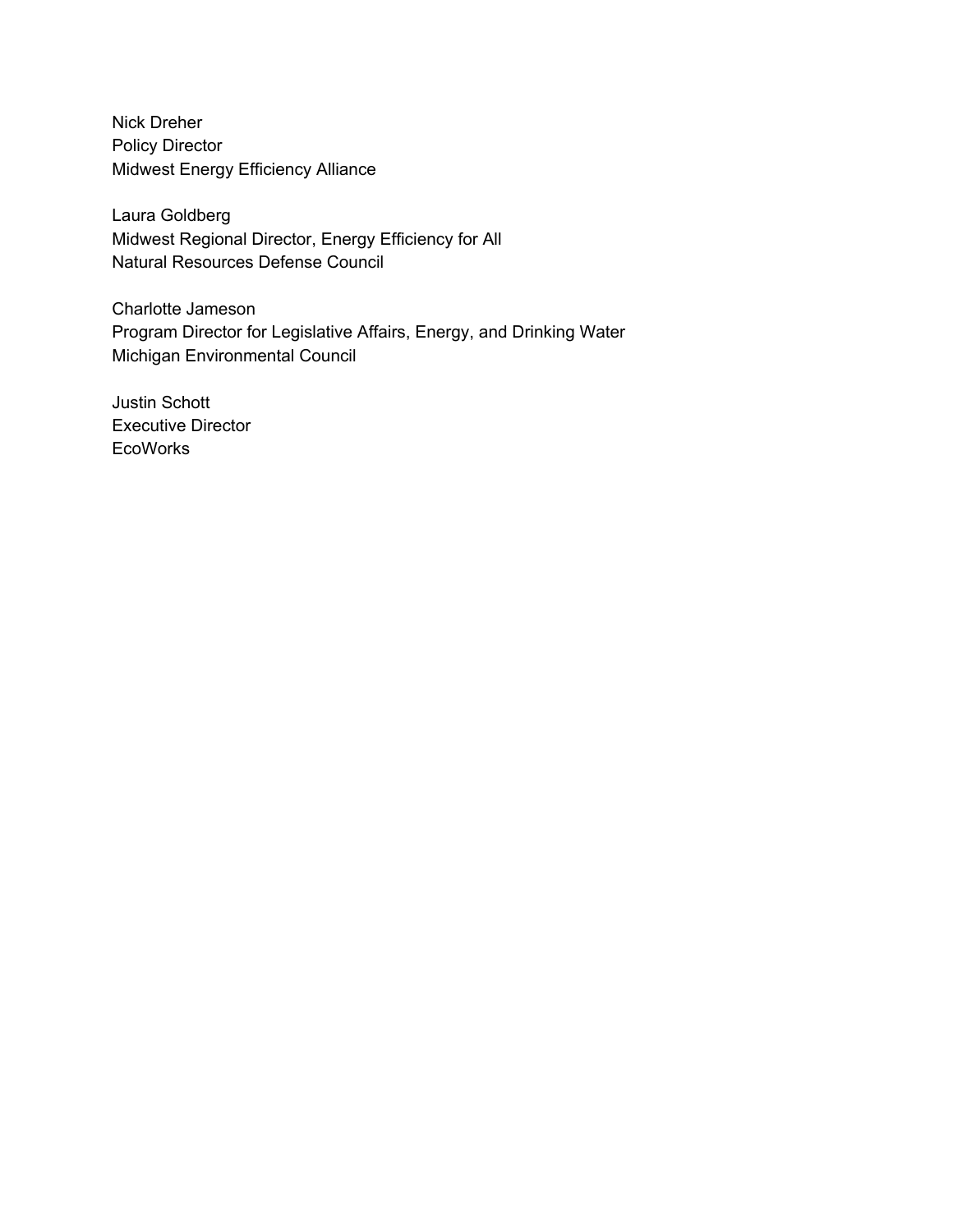Nick Dreher
Policy Director
Midwest Energy Efficiency Alliance

Laura Goldberg
Midwest Regional Director, Energy Efficiency for All
Natural Resources Defense Council

Charlotte Jameson
Program Director for Legislative Affairs, Energy, and Drinking Water
Michigan Environmental Council

Justin Schott
Executive Director
EcoWorks